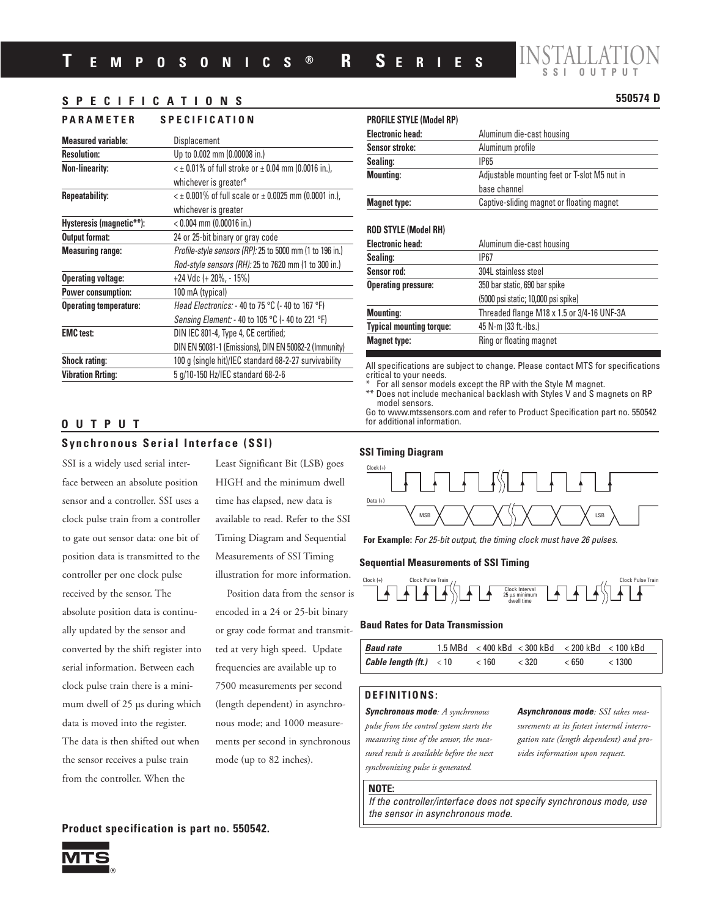# TEMPOSONICS® R SERIES

# INSTALLATION
SSI OUTPUT

550574 D

## SPECIFICATIONS

| PARAMETER | SPECIFICATION |
|---|---|
| **Measured variable:** | Displacement |
| **Resolution:** | Up to 0.002 mm (0.00008 in.) |
| **Non-linearity:** | < ± 0.01% of full stroke or ± 0.04 mm (0.0016 in.), whichever is greater* |
| **Repeatability:** | < ± 0.001% of full scale or ± 0.0025 mm (0.0001 in.), whichever is greater |
| **Hysteresis (magnetic**):** | < 0.004 mm (0.00016 in.) |
| **Output format:** | 24 or 25-bit binary or gray code |
| **Measuring range:** | *Profile-style sensors (RP):* 25 to 5000 mm (1 to 196 in.)<br>*Rod-style sensors (RH):* 25 to 7620 mm (1 to 300 in.) |
| **Operating voltage:** | +24 Vdc (+ 20%, - 15%) |
| **Power consumption:** | 100 mA (typical) |
| **Operating temperature:** | *Head Electronics:* - 40 to 75 °C (- 40 to 167 °F)<br>*Sensing Element:* - 40 to 105 °C (- 40 to 221 °F) |
| **EMC test:** | DIN IEC 801-4, Type 4, CE certified;<br>DIN EN 50081-1 (Emissions), DIN EN 50082-2 (Immunity) |
| **Shock rating:** | 100 g (single hit)/IEC standard 68-2-27 survivability |
| **Vibration Rrting:** | 5 g/10-150 Hz/IEC standard 68-2-6 |

| PROFILE STYLE (Model RP) | |
|---|---|
| **Electronic head:** | Aluminum die-cast housing |
| **Sensor stroke:** | Aluminum profile |
| **Sealing:** | IP65 |
| **Mounting:** | Adjustable mounting feet or T-slot M5 nut in base channel |
| **Magnet type:** | Captive-sliding magnet or floating magnet |

| ROD STYLE (Model RH) | |
|---|---|
| **Electronic head:** | Aluminum die-cast housing |
| **Sealing:** | IP67 |
| **Sensor rod:** | 304L stainless steel |
| **Operating pressure:** | 350 bar static, 690 bar spike<br>(5000 psi static; 10,000 psi spike) |
| **Mounting:** | Threaded flange M18 x 1.5 or 3/4-16 UNF-3A |
| **Typical mounting torque:** | 45 N-m (33 ft.-lbs.) |
| **Magnet type:** | Ring or floating magnet |

All specifications are subject to change. Please contact MTS for specifications critical to your needs.
\* For all sensor models except the RP with the Style M magnet.
\*\* Does not include mechanical backlash with Styles V and S magnets on RP model sensors.
Go to www.mtssensors.com and refer to Product Specification part no. 550542 for additional information.

## OUTPUT

### Synchronous Serial Interface (SSI)

SSI is a widely used serial interface between an absolute position sensor and a controller. SSI uses a clock pulse train from a controller to gate out sensor data: one bit of position data is transmitted to the controller per one clock pulse received by the sensor. The absolute position data is continually updated by the sensor and converted by the shift register into serial information. Between each clock pulse train there is a minimum dwell of 25 µs during which data is moved into the register. The data is then shifted out when the sensor receives a pulse train from the controller. When the Least Significant Bit (LSB) goes HIGH and the minimum dwell time has elapsed, new data is available to read. Refer to the SSI Timing Diagram and Sequential Measurements of SSI Timing illustration for more information.

Position data from the sensor is encoded in a 24 or 25-bit binary or gray code format and transmitted at very high speed. Update frequencies are available up to 7500 measurements per second (length dependent) in asynchronous mode; and 1000 measurements per second in synchronous mode (up to 82 inches).

**SSI Timing Diagram**

Clock (+)
Data (+)
MSB LSB

**For Example:** *For 25-bit output, the timing clock must have 26 pulses.*

**Sequential Measurements of SSI Timing**

Clock (+) Clock Pulse Train — Clock Interval 25 µs minimum dwell time — Clock Pulse Train

**Baud Rates for Data Transmission**

| ***Baud rate*** | 1.5 MBd | < 400 kBd | < 300 kBd | < 200 kBd | < 100 kBd |
|---|---|---|---|---|---|
| ***Cable length (ft.)*** | < 10 | < 160 | < 320 | < 650 | < 1300 |

### DEFINITIONS:

***Synchronous mode****: A synchronous pulse from the control system starts the measuring time of the sensor, the measured result is available before the next synchronizing pulse is generated.*

***Asynchronous mode****: SSI takes measurements at its fastest internal interrogation rate (length dependent) and provides information upon request.*

**NOTE:**
*If the controller/interface does not specify synchronous mode, use the sensor in asynchronous mode.*

**Product specification is part no. 550542.**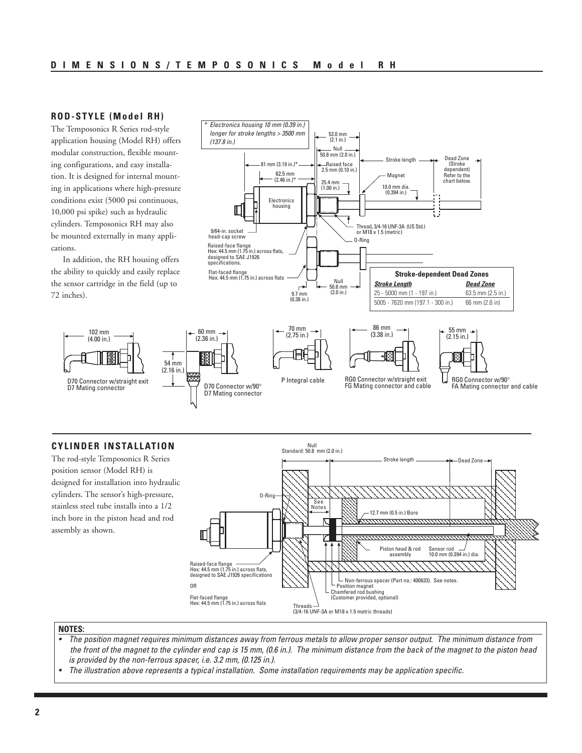## ROD-STYLE (Model RH)

The Temposonics R Series rod-style application housing (Model RH) offers modular construction, flexible mounting configurations, and easy installation. It is designed for internal mounting in applications where high-pressure conditions exist (5000 psi continuous, 10,000 psi spike) such as hydraulic cylinders. Temposonics RH may also be mounted externally in many applications.

In addition, the RH housing offers the ability to quickly and easily replace the sensor cartridge in the field (up to 72 inches).

*\* Electronics housing 10 mm (0.39 in.) longer for stroke lengths > 3500 mm (137.8 in.)*

53.0 mm (2.1 in.)

Null 50.8 mm (2.0 in.)

81 mm (3.19 in.)*

62.5 mm (2.46 in.)*

Raised face 2.5 mm (0.10 in.)

25.4 mm (1.00 in.)

Stroke length

Dead Zone (Stroke dependent) Refer to the chart below.

Magnet

10.0 mm dia. (0.394 in.)

Electronics housing

9/64-in. socket head-cap screw

Thread, 3/4-16 UNF-3A (US Std.) or M18 x 1.5 (metric)

O-Ring

Raised-face flange Hex: 44.5 mm (1.75 in.) across flats, designed to SAE J1926 specifications.

Flat-faced flange Hex: 44.5 mm (1.75 in.) across flats

9.7 mm (0.38 in.)

Null 50.8 mm (2.0 in.)

| Stroke-dependent Dead Zones | |
|---|---|
| ***Stroke Length*** | ***Dead Zone*** |
| 25 - 5000 mm (1 - 197 in.) | 63.5 mm (2.5 in.) |
| 5005 - 7620 mm (197.1 - 300 in.) | 66 mm (2.6 in) |

102 mm (4.00 in.)
D70 Connector w/straight exit
D7 Mating connector

60 mm (2.36 in.)
54 mm (2.16 in.)
D70 Connector w/90°
D7 Mating connector

70 mm (2.75 in.)
P Integral cable

86 mm (3.38 in.)
RG0 Connector w/straight exit
FG Mating connector and cable

55 mm (2.15 in.)
RG0 Connector w/90°
FA Mating connector and cable

## CYLINDER INSTALLATION

The rod-style Temposonics R Series position sensor (Model RH) is designed for installation into hydraulic cylinders. The sensor's high-pressure, stainless steel tube installs into a 1/2 inch bore in the piston head and rod assembly as shown.

Null Standard: 50.8 mm (2.0 in.)

Stroke length

Dead Zone

O-Ring

See Notes

12.7 mm (0.5 in.) Bore

Piston head & rod assembly

Sensor rod 10.0 mm (0.394 in.) dia.

Raised-face flange Hex: 44.5 mm (1.75 in.) across flats, designed to SAE J1926 specifications

OR

Flat-faced flange Hex: 44.5 mm (1.75 in.) across flats

Non-ferrous spacer (Part no.: 400633). See notes.

Position magnet

Chamfered rod bushing (Customer provided, optional)

Threads (3/4-16 UNF-3A or M18 x 1.5 metric threads)

**NOTES:**

- *The position magnet requires minimum distances away from ferrous metals to allow proper sensor output. The minimum distance from the front of the magnet to the cylinder end cap is 15 mm, (0.6 in.). The minimum distance from the back of the magnet to the piston head is provided by the non-ferrous spacer, i.e. 3.2 mm, (0.125 in.).*
- *The illustration above represents a typical installation. Some installation requirements may be application specific.*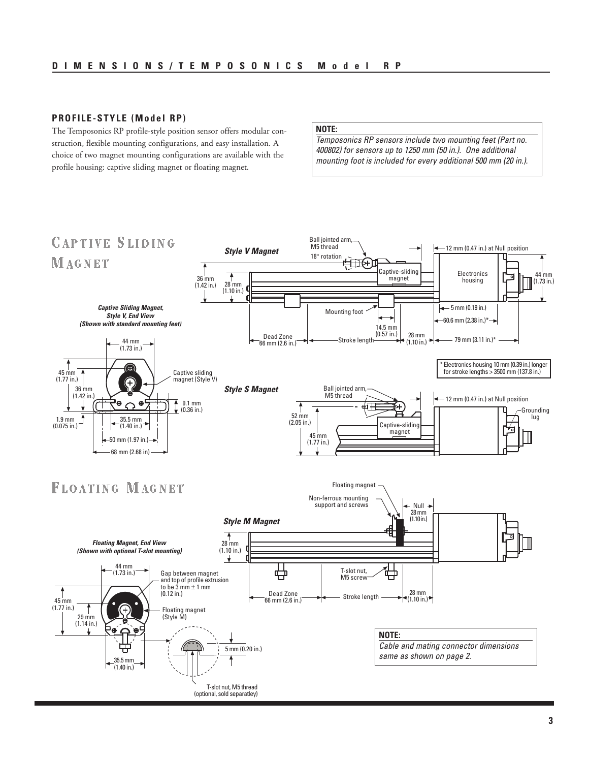## PROFILE-STYLE (Model RP)

The Temposonics RP profile-style position sensor offers modular construction, flexible mounting configurations, and easy installation. A choice of two magnet mounting configurations are available with the profile housing: captive sliding magnet or floating magnet.

> **NOTE:**
> *Temposonics RP sensors include two mounting feet (Part no. 400802) for sensors up to 1250 mm (50 in.). One additional mounting foot is included for every additional 500 mm (20 in.).*

## CAPTIVE SLIDING MAGNET

***Style V Magnet***

Ball jointed arm, M5 thread
18° rotation
Captive-sliding magnet
Electronics housing
12 mm (0.47 in.) at Null position
44 mm (1.73 in.)
36 mm (1.42 in.)
28 mm (1.10 in.)
Mounting foot
5 mm (0.19 in.)
60.6 mm (2.38 in.)*
14.5 mm (0.57 in.)
Dead Zone 66 mm (2.6 in.)
Stroke length
28 mm (1.10 in.)
79 mm (3.11 in.)*

\* Electronics housing 10 mm (0.39 in.) longer for stroke lengths > 3500 mm (137.8 in.)

***Captive Sliding Magnet, Style V, End View (Shown with standard mounting feet)***

44 mm (1.73 in.)
45 mm (1.77 in.)
36 mm (1.42 in.)
Captive sliding magnet (Style V)
9.1 mm (0.36 in.)
1.9 mm (0.075 in.)
35.5 mm (1.40 in.)
50 mm (1.97 in.)
68 mm (2.68 in)

***Style S Magnet***

Ball jointed arm, M5 thread
12 mm (0.47 in.) at Null position
Grounding lug
52 mm (2.05 in.)
45 mm (1.77 in.)
Captive-sliding magnet

## FLOATING MAGNET

***Style M Magnet***

Floating magnet
Non-ferrous mounting support and screws
Null 28 mm (1.10 in.)
28 mm (1.10 in.)
T-slot nut, M5 screw
Dead Zone 66 mm (2.6 in.)
Stroke length
28 mm (1.10 in.)

***Floating Magnet, End View (Shown with optional T-slot mounting)***

44 mm (1.73 in.)
Gap between magnet and top of profile extrusion to be 3 mm ± 1 mm (0.12 in.)
45 mm (1.77 in.)
29 mm (1.14 in.)
Floating magnet (Style M)
35.5 mm (1.40 in.)
5 mm (0.20 in.)
T-slot nut, M5 thread (optional, sold separatley)

> **NOTE:**
> *Cable and mating connector dimensions same as shown on page 2.*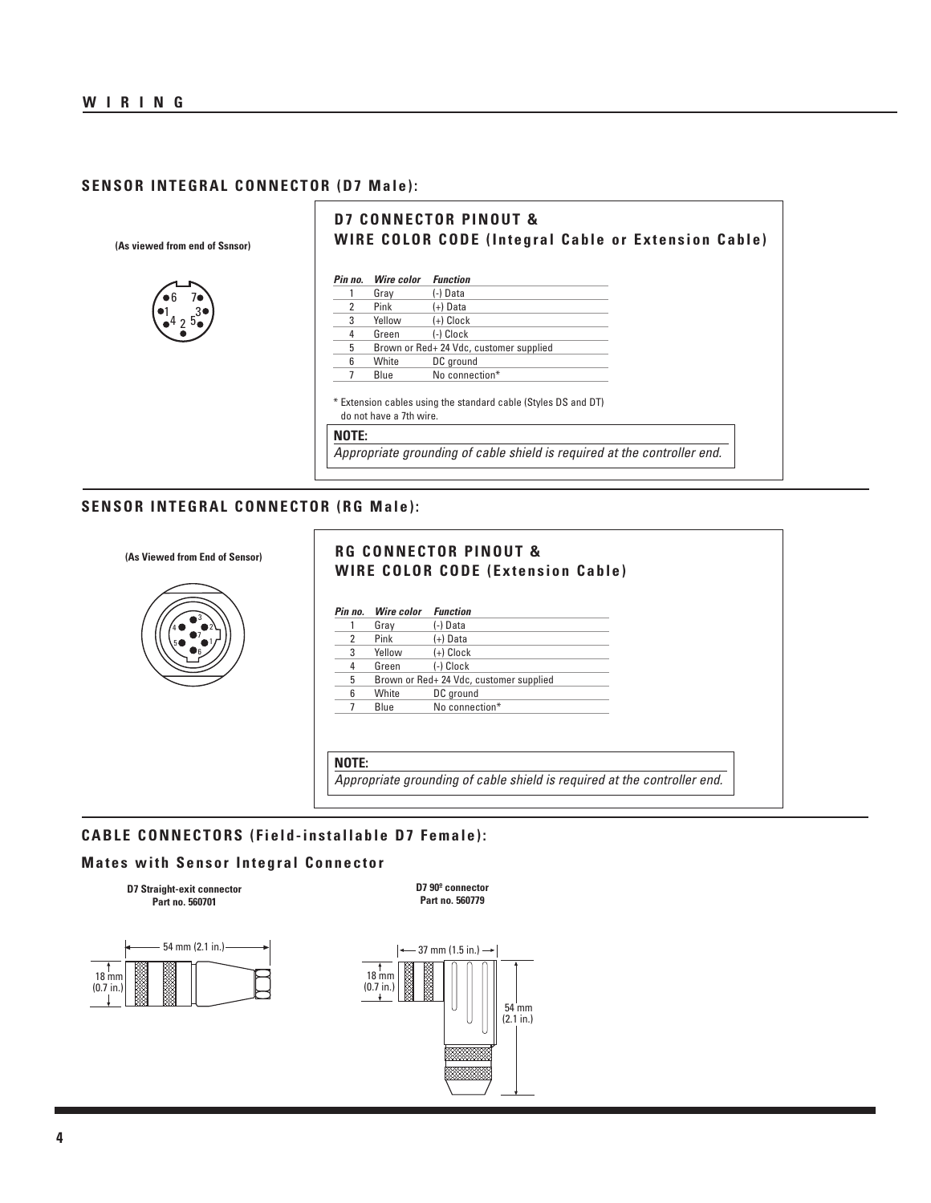## WIRING

### SENSOR INTEGRAL CONNECTOR (D7 Male):

(As viewed from end of Ssnsor)

#### D7 CONNECTOR PINOUT & WIRE COLOR CODE (Integral Cable or Extension Cable)

| Pin no. | Wire color | Function |
|---|---|---|
| 1 | Gray | (-) Data |
| 2 | Pink | (+) Data |
| 3 | Yellow | (+) Clock |
| 4 | Green | (-) Clock |
| 5 | Brown or Red | + 24 Vdc, customer supplied |
| 6 | White | DC ground |
| 7 | Blue | No connection* |

* Extension cables using the standard cable (Styles DS and DT) do not have a 7th wire.

**NOTE:**
*Appropriate grounding of cable shield is required at the controller end.*

### SENSOR INTEGRAL CONNECTOR (RG Male):

(As Viewed from End of Sensor)

#### RG CONNECTOR PINOUT & WIRE COLOR CODE (Extension Cable)

| Pin no. | Wire color | Function |
|---|---|---|
| 1 | Gray | (-) Data |
| 2 | Pink | (+) Data |
| 3 | Yellow | (+) Clock |
| 4 | Green | (-) Clock |
| 5 | Brown or Red | + 24 Vdc, customer supplied |
| 6 | White | DC ground |
| 7 | Blue | No connection* |

**NOTE:**
*Appropriate grounding of cable shield is required at the controller end.*

### CABLE CONNECTORS (Field-installable D7 Female):

#### Mates with Sensor Integral Connector

**D7 Straight-exit connector**
**Part no. 560701**

54 mm (2.1 in.)
18 mm (0.7 in.)

**D7 90º connector**
**Part no. 560779**

37 mm (1.5 in.)
18 mm (0.7 in.)
54 mm (2.1 in.)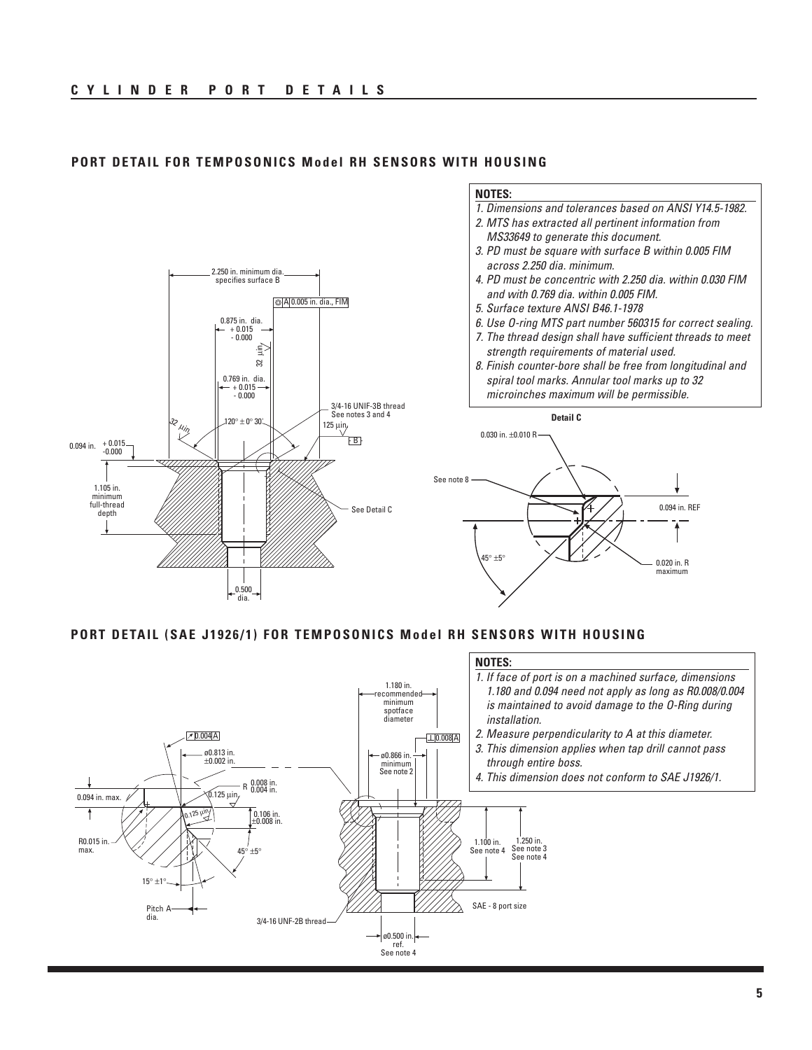## CYLINDER PORT DETAILS

### PORT DETAIL FOR TEMPOSONICS Model RH SENSORS WITH HOUSING

2.250 in. minimum dia. specifies surface B

◎ A 0.005 in. dia., FIM

0.875 in. dia. + 0.015 - 0.000

32 µin.

0.769 in. dia. + 0.015 - 0.000

3/4-16 UNIF-3B thread See notes 3 and 4

32 µin.

120° ± 0° 30'

125 µin.

B

0.094 in. + 0.015 -0.000

1.105 in. minimum full-thread depth

See Detail C

0.500 dia.

**NOTES:**

1. *Dimensions and tolerances based on ANSI Y14.5-1982.*
2. *MTS has extracted all pertinent information from MS33649 to generate this document.*
3. *PD must be square with surface B within 0.005 FIM across 2.250 dia. minimum.*
4. *PD must be concentric with 2.250 dia. within 0.030 FIM and with 0.769 dia. within 0.005 FIM.*
5. *Surface texture ANSI B46.1-1978*
6. *Use O-ring MTS part number 560315 for correct sealing.*
7. *The thread design shall have sufficient threads to meet strength requirements of material used.*
8. *Finish counter-bore shall be free from longitudinal and spiral tool marks. Annular tool marks up to 32 microinches maximum will be permissible.*

**Detail C**

0.030 in. ±0.010 R

See note 8

0.094 in. REF

45° ±5°

0.020 in. R maximum

### PORT DETAIL (SAE J1926/1) FOR TEMPOSONICS Model RH SENSORS WITH HOUSING

0.004 A

ø0.813 in. ±0.002 in.

R 0.008 in. 0.004 in.

0.094 in. max.

0.125 µin.

0.125 µin.

0.106 in. ±0.008 in.

R0.015 in. max.

45° ±5°

15° ±1°

Pitch A dia.

3/4-16 UNF-2B thread

1.180 in. recommended minimum spotface diameter

⊥ 0.008 A

ø0.866 in. minimum See note 2

1.100 in. See note 4

1.250 in. See note 3 See note 4

SAE - 8 port size

ø0.500 in. ref. See note 4

**NOTES:**

1. *If face of port is on a machined surface, dimensions 1.180 and 0.094 need not apply as long as R0.008/0.004 is maintained to avoid damage to the O-Ring during installation.*
2. *Measure perpendicularity to A at this diameter.*
3. *This dimension applies when tap drill cannot pass through entire boss.*
4. *This dimension does not conform to SAE J1926/1.*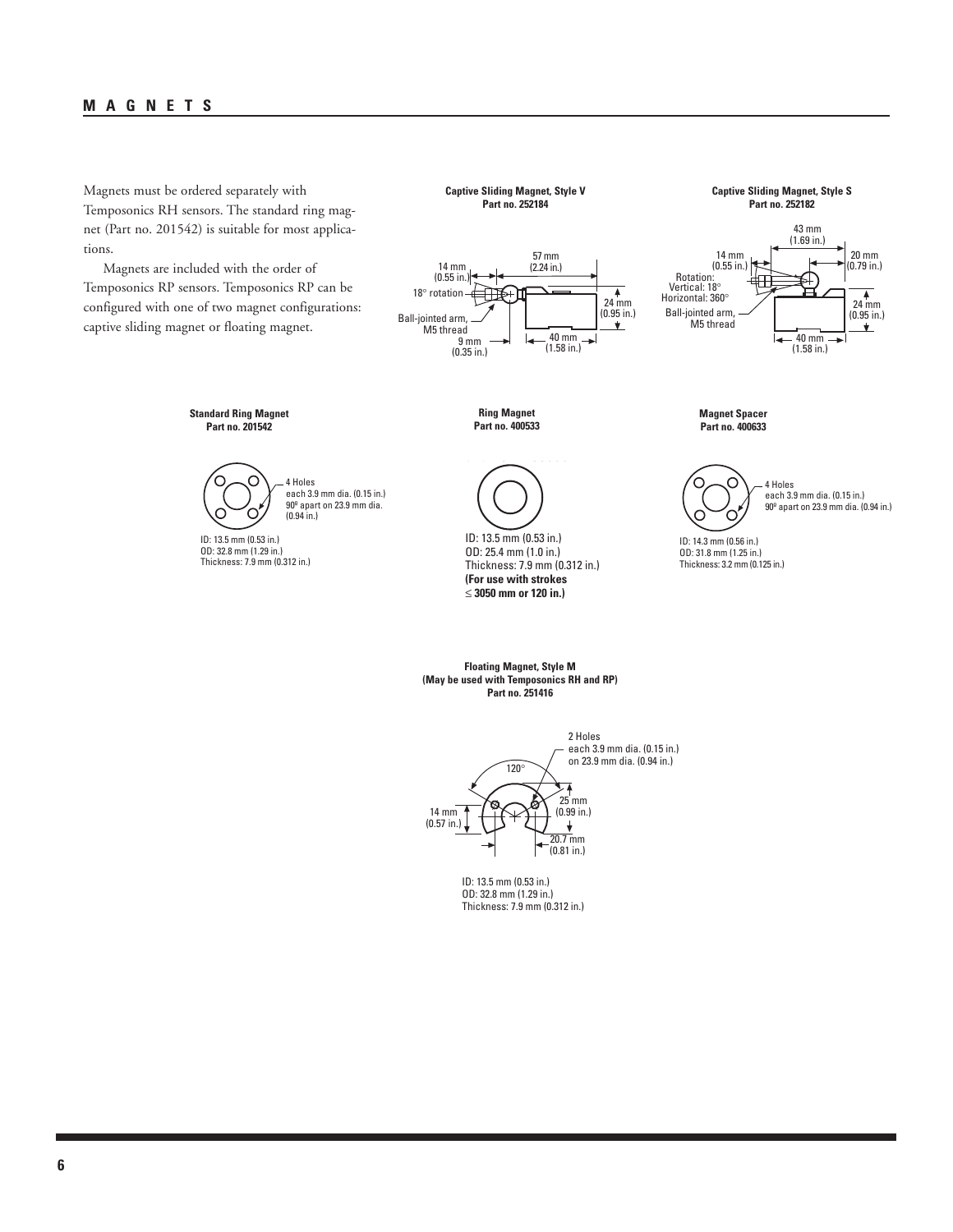## MAGNETS

Magnets must be ordered separately with Temposonics RH sensors. The standard ring magnet (Part no. 201542) is suitable for most applications.

Magnets are included with the order of Temposonics RP sensors. Temposonics RP can be configured with one of two magnet configurations: captive sliding magnet or floating magnet.

**Captive Sliding Magnet, Style V**
**Part no. 252184**

14 mm (0.55 in.)
57 mm (2.24 in.)
18° rotation
24 mm (0.95 in.)
Ball-jointed arm, M5 thread
9 mm (0.35 in.)
40 mm (1.58 in.)

**Captive Sliding Magnet, Style S**
**Part no. 252182**

43 mm (1.69 in.)
14 mm (0.55 in.)
20 mm (0.79 in.)
Rotation: Vertical: 18° Horizontal: 360°
Ball-jointed arm, M5 thread
24 mm (0.95 in.)
40 mm (1.58 in.)

**Standard Ring Magnet**
**Part no. 201542**

4 Holes each 3.9 mm dia. (0.15 in.) 90º apart on 23.9 mm dia. (0.94 in.)

ID: 13.5 mm (0.53 in.)
OD: 32.8 mm (1.29 in.)
Thickness: 7.9 mm (0.312 in.)

**Ring Magnet**
**Part no. 400533**

ID: 13.5 mm (0.53 in.)
OD: 25.4 mm (1.0 in.)
Thickness: 7.9 mm (0.312 in.)
**(For use with strokes ≤ 3050 mm or 120 in.)**

**Magnet Spacer**
**Part no. 400633**

4 Holes each 3.9 mm dia. (0.15 in.) 90º apart on 23.9 mm dia. (0.94 in.)

ID: 14.3 mm (0.56 in.)
OD: 31.8 mm (1.25 in.)
Thickness: 3.2 mm (0.125 in.)

**Floating Magnet, Style M**
**(May be used with Temposonics RH and RP)**
**Part no. 251416**

2 Holes each 3.9 mm dia. (0.15 in.) on 23.9 mm dia. (0.94 in.)
120°
14 mm (0.57 in.)
25 mm (0.99 in.)
20.7 mm (0.81 in.)

ID: 13.5 mm (0.53 in.)
OD: 32.8 mm (1.29 in.)
Thickness: 7.9 mm (0.312 in.)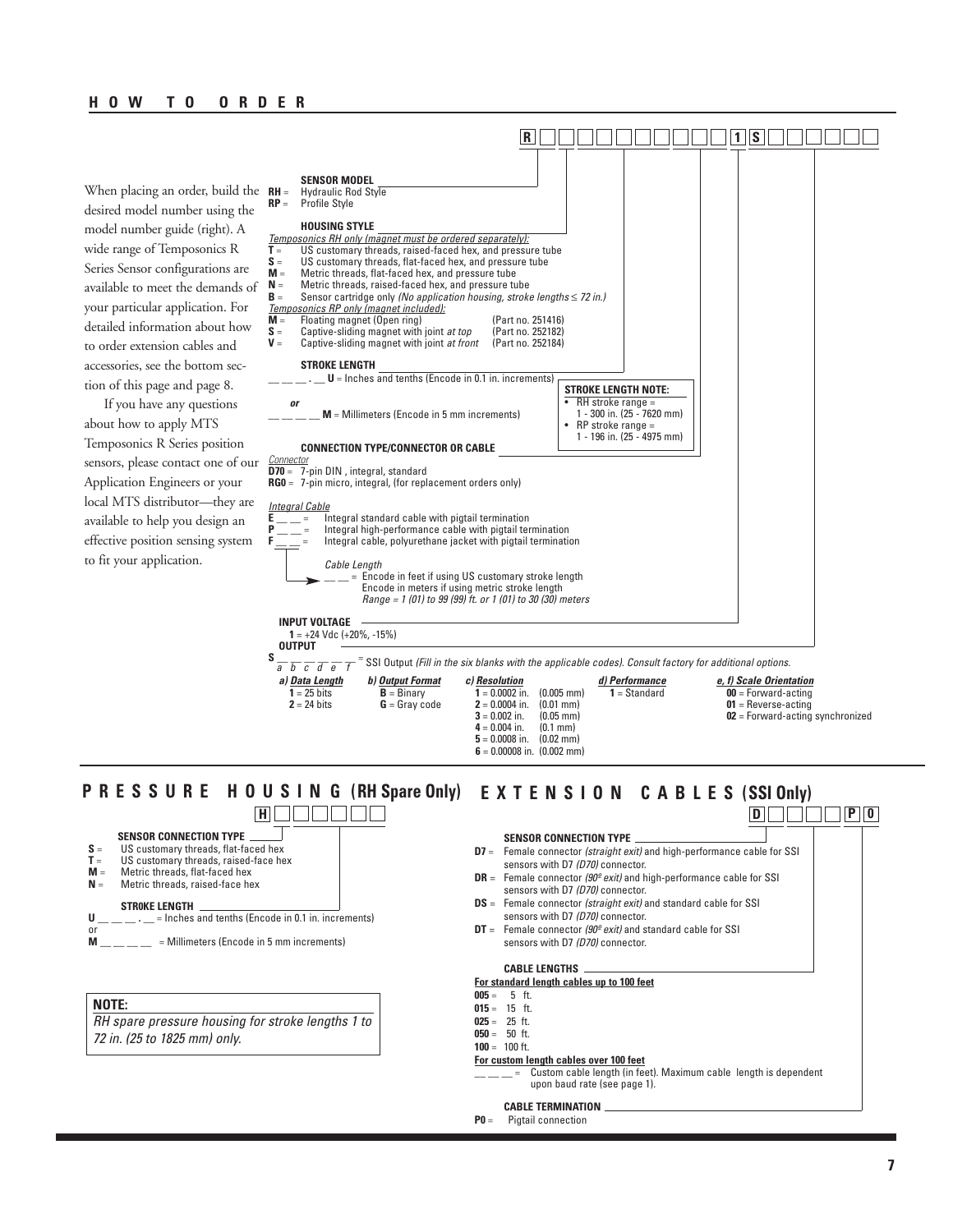## HOW TO ORDER

When placing an order, build the desired model number using the model number guide (right). A wide range of Temposonics R Series Sensor configurations are available to meet the demands of your particular application. For detailed information about how to order extension cables and accessories, see the bottom section of this page and page 8.

If you have any questions about how to apply MTS Temposonics R Series position sensors, please contact one of our Application Engineers or your local MTS distributor—they are available to help you design an effective position sensing system to fit your application.

**R** ☐☐☐☐☐☐☐☐☐ **1** **S** ☐☐☐☐☐☐

**SENSOR MODEL**
- **RH** = Hydraulic Rod Style
- **RP** = Profile Style

**HOUSING STYLE**

*Temposonics RH only (magnet must be ordered separately):*
- **T** = US customary threads, raised-faced hex, and pressure tube
- **S** = US customary threads, flat-faced hex, and pressure tube
- **M** = Metric threads, flat-faced hex, and pressure tube
- **N** = Metric threads, raised-faced hex, and pressure tube
- **B** = Sensor cartridge only *(No application housing, stroke lengths ≤ 72 in.)*

*Temposonics RP only (magnet included):*
- **M** = Floating magnet (Open ring) (Part no. 251416)
- **S** = Captive-sliding magnet with joint *at top* (Part no. 252182)
- **V** = Captive-sliding magnet with joint *at front* (Part no. 252184)

**STROKE LENGTH**
- __ __ __ . __ **U** = Inches and tenths (Encode in 0.1 in. increments)

***or***
- __ __ __ __ **M** = Millimeters (Encode in 5 mm increments)

**STROKE LENGTH NOTE:**
- RH stroke range = 1 - 300 in. (25 - 7620 mm)
- RP stroke range = 1 - 196 in. (25 - 4975 mm)

**CONNECTION TYPE/CONNECTOR OR CABLE**

*Connector*
- **D70** = 7-pin DIN , integral, standard
- **RG0** = 7-pin micro, integral, (for replacement orders only)

*Integral Cable*
- **E** __ __ = Integral standard cable with pigtail termination
- **P** __ __ = Integral high-performance cable with pigtail termination
- **F** __ __ = Integral cable, polyurethane jacket with pigtail termination

*Cable Length*
- __ __ = Encode in feet if using US customary stroke length
  Encode in meters if using metric stroke length
  *Range = 1 (01) to 99 (99) ft. or 1 (01) to 30 (30) meters*

**INPUT VOLTAGE**
- **1** = +24 Vdc (+20%, -15%)

**OUTPUT**

**S** __ __ __ __ __ __ (a b c d e f) = SSI Output *(Fill in the six blanks with the applicable codes). Consult factory for additional options.*

| *a) Data Length* | *b) Output Format* | *c) Resolution* | *d) Performance* | *e, f) Scale Orientation* |
|---|---|---|---|---|
| **1** = 25 bits | **B** = Binary | **1** = 0.0002 in. (0.005 mm) | **1** = Standard | **00** = Forward-acting |
| **2** = 24 bits | **G** = Gray code | **2** = 0.0004 in. (0.01 mm) | | **01** = Reverse-acting |
| | | **3** = 0.002 in. (0.05 mm) | | **02** = Forward-acting synchronized |
| | | **4** = 0.004 in. (0.1 mm) | | |
| | | **5** = 0.0008 in. (0.02 mm) | | |
| | | **6** = 0.00008 in. (0.002 mm) | | |

## PRESSURE HOUSING (RH Spare Only)

**H** ☐☐☐☐☐☐

**SENSOR CONNECTION TYPE**
- **S** = US customary threads, flat-faced hex
- **T** = US customary threads, raised-face hex
- **M** = Metric threads, flat-faced hex
- **N** = Metric threads, raised-face hex

**STROKE LENGTH**
- **U** __ __ __ . __ = Inches and tenths (Encode in 0.1 in. increments)

or
- **M** __ __ __ __ = Millimeters (Encode in 5 mm increments)

**NOTE:**
*RH spare pressure housing for stroke lengths 1 to 72 in. (25 to 1825 mm) only.*

## EXTENSION CABLES (SSI Only)

**D** ☐☐☐☐ **P** **0**

**SENSOR CONNECTION TYPE**
- **D7** = Female connector *(straight exit)* and high-performance cable for SSI sensors with D7 *(D70)* connector.
- **DR** = Female connector *(90º exit)* and high-performance cable for SSI sensors with D7 *(D70)* connector.
- **DS** = Female connector *(straight exit)* and standard cable for SSI sensors with D7 *(D70)* connector.
- **DT** = Female connector *(90º exit)* and standard cable for SSI sensors with D7 *(D70)* connector.

**CABLE LENGTHS**

**For standard length cables up to 100 feet**
- **005** = 5 ft.
- **015** = 15 ft.
- **025** = 25 ft.
- **050** = 50 ft.
- **100** = 100 ft.

**For custom length cables over 100 feet**
- __ __ __ = Custom cable length (in feet). Maximum cable length is dependent upon baud rate (see page 1).

**CABLE TERMINATION**
- **P0** = Pigtail connection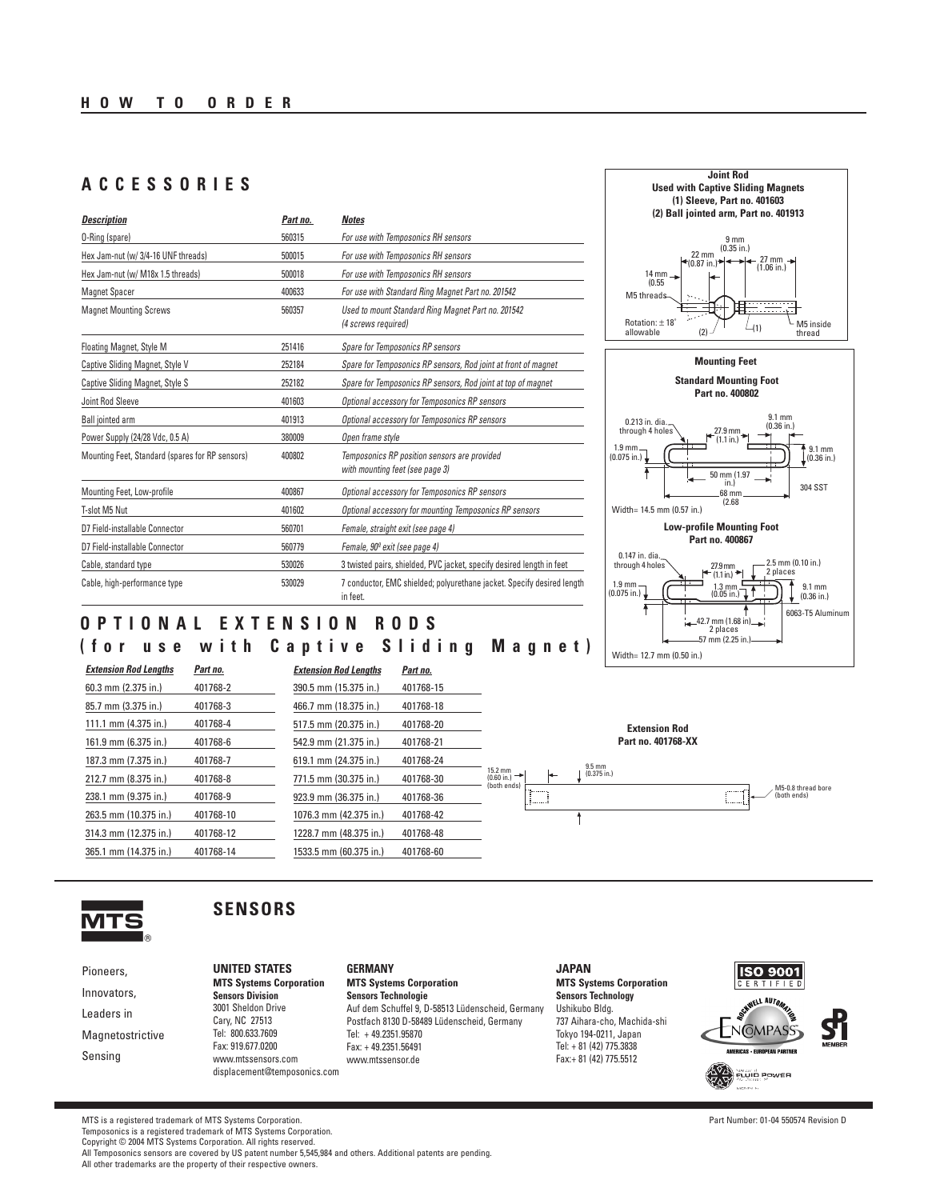## HOW TO ORDER

## ACCESSORIES

| *Description* | *Part no.* | *Notes* |
|---|---|---|
| O-Ring (spare) | 560315 | *For use with Temposonics RH sensors* |
| Hex Jam-nut (w/ 3/4-16 UNF threads) | 500015 | *For use with Temposonics RH sensors* |
| Hex Jam-nut (w/ M18x 1.5 threads) | 500018 | *For use with Temposonics RH sensors* |
| Magnet Spacer | 400633 | *For use with Standard Ring Magnet Part no. 201542* |
| Magnet Mounting Screws | 560357 | *Used to mount Standard Ring Magnet Part no. 201542 (4 screws required)* |
| Floating Magnet, Style M | 251416 | *Spare for Temposonics RP sensors* |
| Captive Sliding Magnet, Style V | 252184 | *Spare for Temposonics RP sensors, Rod joint at front of magnet* |
| Captive Sliding Magnet, Style S | 252182 | *Spare for Temposonics RP sensors, Rod joint at top of magnet* |
| Joint Rod Sleeve | 401603 | *Optional accessory for Temposonics RP sensors* |
| Ball jointed arm | 401913 | *Optional accessory for Temposonics RP sensors* |
| Power Supply (24/28 Vdc, 0.5 A) | 380009 | *Open frame style* |
| Mounting Feet, Standard (spares for RP sensors) | 400802 | *Temposonics RP position sensors are provided with mounting feet (see page 3)* |
| Mounting Feet, Low-profile | 400867 | *Optional accessory for Temposonics RP sensors* |
| T-slot M5 Nut | 401602 | *Optional accessory for mounting Temposonics RP sensors* |
| D7 Field-installable Connector | 560701 | *Female, straight exit (see page 4)* |
| D7 Field-installable Connector | 560779 | *Female, 90º exit (see page 4)* |
| Cable, standard type | 530026 | *3 twisted pairs, shielded, PVC jacket, specify desired length in feet* |
| Cable, high-performance type | 530029 | *7 conductor, EMC shielded; polyurethane jacket. Specify desired length in feet.* |

**Joint Rod**
**Used with Captive Sliding Magnets**
**(1) Sleeve, Part no. 401603**
**(2) Ball jointed arm, Part no. 401913**

9 mm (0.35 in.)
22 mm (0.87 in.)
27 mm (1.06 in.)
14 mm (0.55
M5 threads
Rotation: ± 18° allowable
(2)
(1)
M5 inside thread

**Mounting Feet**

**Standard Mounting Foot**
**Part no. 400802**

0.213 in. dia. through 4 holes
27.9 mm (1.1 in.)
9.1 mm (0.36 in.)
1.9 mm (0.075 in.)
9.1 mm (0.36 in.)
50 mm (1.97 in.)
68 mm (2.68
304 SST
Width= 14.5 mm (0.57 in.)

**Low-profile Mounting Foot**
**Part no. 400867**

0.147 in. dia. through 4 holes
27.9 mm (1.1 in.)
2.5 mm (0.10 in.) 2 places
1.9 mm (0.075 in.)
1.3 mm (0.05 in.)
9.1 mm (0.36 in.)
6063-T5 Aluminum
42.7 mm (1.68 in.) 2 places
57 mm (2.25 in.)
Width= 12.7 mm (0.50 in.)

## OPTIONAL EXTENSION RODS (for use with Captive Sliding Magnet)

| *Extension Rod Lengths* | *Part no.* | *Extension Rod Lengths* | *Part no.* |
|---|---|---|---|
| 60.3 mm (2.375 in.) | 401768-2 | 390.5 mm (15.375 in.) | 401768-15 |
| 85.7 mm (3.375 in.) | 401768-3 | 466.7 mm (18.375 in.) | 401768-18 |
| 111.1 mm (4.375 in.) | 401768-4 | 517.5 mm (20.375 in.) | 401768-20 |
| 161.9 mm (6.375 in.) | 401768-6 | 542.9 mm (21.375 in.) | 401768-21 |
| 187.3 mm (7.375 in.) | 401768-7 | 619.1 mm (24.375 in.) | 401768-24 |
| 212.7 mm (8.375 in.) | 401768-8 | 771.5 mm (30.375 in.) | 401768-30 |
| 238.1 mm (9.375 in.) | 401768-9 | 923.9 mm (36.375 in.) | 401768-36 |
| 263.5 mm (10.375 in.) | 401768-10 | 1076.3 mm (42.375 in.) | 401768-42 |
| 314.3 mm (12.375 in.) | 401768-12 | 1228.7 mm (48.375 in.) | 401768-48 |
| 365.1 mm (14.375 in.) | 401768-14 | 1533.5 mm (60.375 in.) | 401768-60 |

**Extension Rod**
**Part no. 401768-XX**

15.2 mm (0.60 in.) (both ends)
9.5 mm (0.375 in.)
M5-0.8 thread bore (both ends)

## SENSORS

Pioneers,
Innovators,
Leaders in
Magnetostrictive
Sensing

**UNITED STATES**
**MTS Systems Corporation**
**Sensors Division**
3001 Sheldon Drive
Cary, NC 27513
Tel: 800.633.7609
Fax: 919.677.0200
www.mtssensors.com
displacement@temposonics.com

**GERMANY**
**MTS Systems Corporation**
**Sensors Technologie**
Auf dem Schuffel 9, D-58513 Lüdenscheid, Germany
Postfach 8130 D-58489 Lüdenscheid, Germany
Tel: + 49.2351.95870
Fax: + 49.2351.56491
www.mtssensor.de

**JAPAN**
**MTS Systems Corporation**
**Sensors Technology**
Ushikubo Bldg.
737 Aihara-cho, Machida-shi
Tokyo 194-0211, Japan
Tel: + 81 (42) 775.3838
Fax:+ 81 (42) 775.5512

ISO 9001 CERTIFIED

MTS is a registered trademark of MTS Systems Corporation.
Temposonics is a registered trademark of MTS Systems Corporation.
Copyright © 2004 MTS Systems Corporation. All rights reserved.
All Temposonics sensors are covered by US patent number 5,545,984 and others. Additional patents are pending.
All other trademarks are the property of their respective owners.

Part Number: 01-04 550574 Revision D